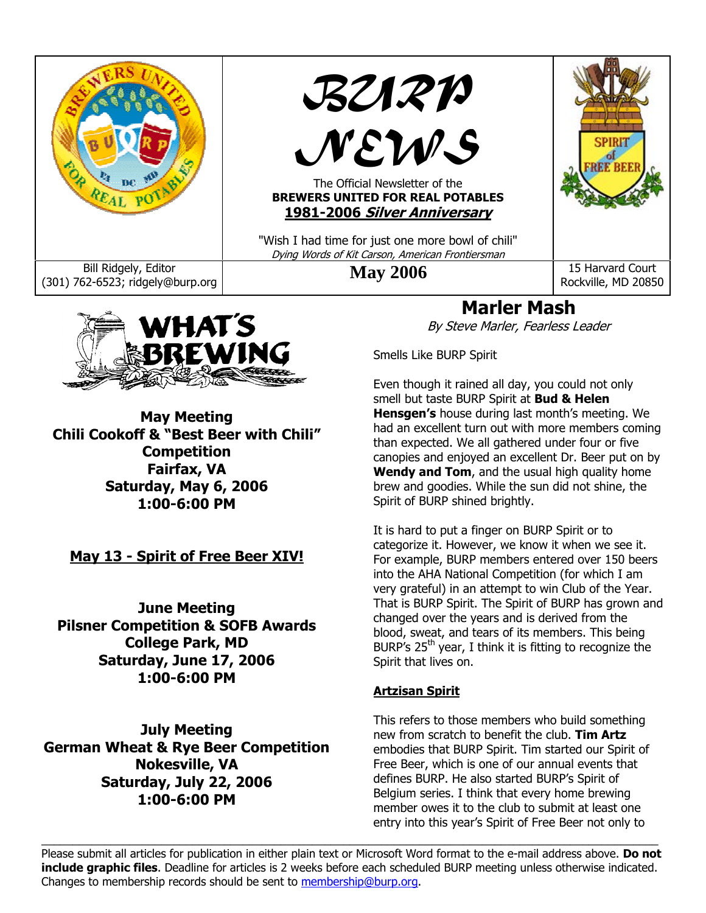# BURP NEWS

The Official Newsletter of the
**BREWERS UNITED FOR REAL POTABLES**
**1981-2006 *Silver Anniversary***

"Wish I had time for just one more bowl of chili"
*Dying Words of Kit Carson, American Frontiersman*

Bill Ridgely, Editor
(301) 762-6523; ridgely@burp.org

**May 2006**

15 Harvard Court
Rockville, MD 20850

## WHAT'S BREWING

**May Meeting**
**Chili Cookoff & "Best Beer with Chili" Competition**
**Fairfax, VA**
**Saturday, May 6, 2006**
**1:00-6:00 PM**

**May 13 - Spirit of Free Beer XIV!**

**June Meeting**
**Pilsner Competition & SOFB Awards**
**College Park, MD**
**Saturday, June 17, 2006**
**1:00-6:00 PM**

**July Meeting**
**German Wheat & Rye Beer Competition**
**Nokesville, VA**
**Saturday, July 22, 2006**
**1:00-6:00 PM**

## Marler Mash

*By Steve Marler, Fearless Leader*

Smells Like BURP Spirit

Even though it rained all day, you could not only smell but taste BURP Spirit at **Bud & Helen Hensgen's** house during last month's meeting. We had an excellent turn out with more members coming than expected. We all gathered under four or five canopies and enjoyed an excellent Dr. Beer put on by **Wendy and Tom**, and the usual high quality home brew and goodies. While the sun did not shine, the Spirit of BURP shined brightly.

It is hard to put a finger on BURP Spirit or to categorize it. However, we know it when we see it. For example, BURP members entered over 150 beers into the AHA National Competition (for which I am very grateful) in an attempt to win Club of the Year. That is BURP Spirit. The Spirit of BURP has grown and changed over the years and is derived from the blood, sweat, and tears of its members. This being BURP's 25th year, I think it is fitting to recognize the Spirit that lives on.

**Artzisan Spirit**

This refers to those members who build something new from scratch to benefit the club. **Tim Artz** embodies that BURP Spirit. Tim started our Spirit of Free Beer, which is one of our annual events that defines BURP. He also started BURP's Spirit of Belgium series. I think that every home brewing member owes it to the club to submit at least one entry into this year's Spirit of Free Beer not only to

---

Please submit all articles for publication in either plain text or Microsoft Word format to the e-mail address above. **Do not include graphic files**. Deadline for articles is 2 weeks before each scheduled BURP meeting unless otherwise indicated. Changes to membership records should be sent to membership@burp.org.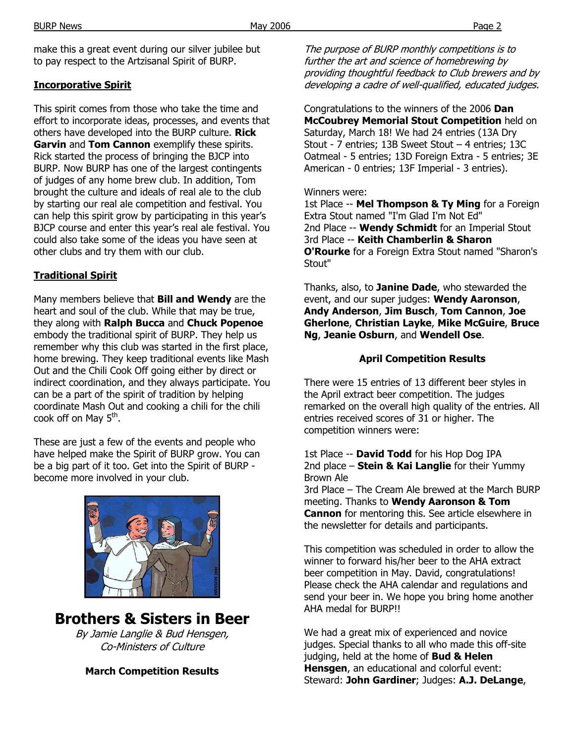make this a great event during our silver jubilee but to pay respect to the Artzisanal Spirit of BURP.

## Incorporative Spirit

This spirit comes from those who take the time and effort to incorporate ideas, processes, and events that others have developed into the BURP culture. **Rick Garvin** and **Tom Cannon** exemplify these spirits. Rick started the process of bringing the BJCP into BURP. Now BURP has one of the largest contingents of judges of any home brew club. In addition, Tom brought the culture and ideals of real ale to the club by starting our real ale competition and festival. You can help this spirit grow by participating in this year's BJCP course and enter this year's real ale festival. You could also take some of the ideas you have seen at other clubs and try them with our club.

## Traditional Spirit

Many members believe that **Bill and Wendy** are the heart and soul of the club. While that may be true, they along with **Ralph Bucca** and **Chuck Popenoe** embody the traditional spirit of BURP. They help us remember why this club was started in the first place, home brewing. They keep traditional events like Mash Out and the Chili Cook Off going either by direct or indirect coordination, and they always participate. You can be a part of the spirit of tradition by helping coordinate Mash Out and cooking a chili for the chili cook off on May 5th.

These are just a few of the events and people who have helped make the Spirit of BURP grow. You can be a big part of it too. Get into the Spirit of BURP - become more involved in your club.

# Brothers & Sisters in Beer

*By Jamie Langlie & Bud Hensgen, Co-Ministers of Culture*

### March Competition Results

*The purpose of BURP monthly competitions is to further the art and science of homebrewing by providing thoughtful feedback to Club brewers and by developing a cadre of well-qualified, educated judges.*

Congratulations to the winners of the 2006 **Dan McCoubrey Memorial Stout Competition** held on Saturday, March 18! We had 24 entries (13A Dry Stout - 7 entries; 13B Sweet Stout – 4 entries; 13C Oatmeal - 5 entries; 13D Foreign Extra - 5 entries; 3E American - 0 entries; 13F Imperial - 3 entries).

Winners were:
1st Place -- **Mel Thompson & Ty Ming** for a Foreign Extra Stout named "I'm Glad I'm Not Ed"
2nd Place -- **Wendy Schmidt** for an Imperial Stout
3rd Place -- **Keith Chamberlin & Sharon O'Rourke** for a Foreign Extra Stout named "Sharon's Stout"

Thanks, also, to **Janine Dade**, who stewarded the event, and our super judges: **Wendy Aaronson**, **Andy Anderson**, **Jim Busch**, **Tom Cannon**, **Joe Gherlone**, **Christian Layke**, **Mike McGuire**, **Bruce Ng**, **Jeanie Osburn**, and **Wendell Ose**.

### April Competition Results

There were 15 entries of 13 different beer styles in the April extract beer competition. The judges remarked on the overall high quality of the entries. All entries received scores of 31 or higher. The competition winners were:

1st Place -- **David Todd** for his Hop Dog IPA
2nd place – **Stein & Kai Langlie** for their Yummy Brown Ale
3rd Place – The Cream Ale brewed at the March BURP meeting. Thanks to **Wendy Aaronson & Tom Cannon** for mentoring this. See article elsewhere in the newsletter for details and participants.

This competition was scheduled in order to allow the winner to forward his/her beer to the AHA extract beer competition in May. David, congratulations! Please check the AHA calendar and regulations and send your beer in. We hope you bring home another AHA medal for BURP!!

We had a great mix of experienced and novice judges. Special thanks to all who made this off-site judging, held at the home of **Bud & Helen Hensgen**, an educational and colorful event: Steward: **John Gardiner**; Judges: **A.J. DeLange**,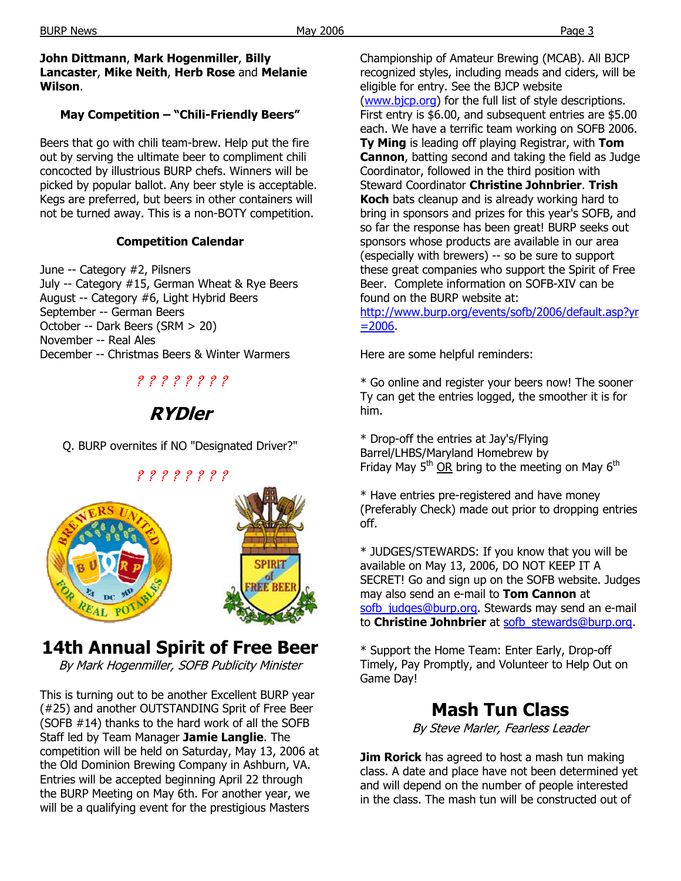**John Dittmann**, **Mark Hogenmiller**, **Billy Lancaster**, **Mike Neith**, **Herb Rose** and **Melanie Wilson**.

### May Competition – "Chili-Friendly Beers"

Beers that go with chili team-brew. Help put the fire out by serving the ultimate beer to compliment chili concocted by illustrious BURP chefs. Winners will be picked by popular ballot. Any beer style is acceptable. Kegs are preferred, but beers in other containers will not be turned away. This is a non-BOTY competition.

### Competition Calendar

June -- Category #2, Pilsners
July -- Category #15, German Wheat & Rye Beers
August -- Category #6, Light Hybrid Beers
September -- German Beers
October -- Dark Beers (SRM > 20)
November -- Real Ales
December -- Christmas Beers & Winter Warmers

? ? ? ? ? ? ? ?

## *RYDler*

Q. BURP overnites if NO "Designated Driver?"

? ? ? ? ? ? ? ?

# 14th Annual Spirit of Free Beer

*By Mark Hogenmiller, SOFB Publicity Minister*

This is turning out to be another Excellent BURP year (#25) and another OUTSTANDING Sprit of Free Beer (SOFB #14) thanks to the hard work of all the SOFB Staff led by Team Manager **Jamie Langlie**. The competition will be held on Saturday, May 13, 2006 at the Old Dominion Brewing Company in Ashburn, VA. Entries will be accepted beginning April 22 through the BURP Meeting on May 6th. For another year, we will be a qualifying event for the prestigious Masters Championship of Amateur Brewing (MCAB). All BJCP recognized styles, including meads and ciders, will be eligible for entry. See the BJCP website (www.bjcp.org) for the full list of style descriptions. First entry is $6.00, and subsequent entries are $5.00 each. We have a terrific team working on SOFB 2006. **Ty Ming** is leading off playing Registrar, with **Tom Cannon**, batting second and taking the field as Judge Coordinator, followed in the third position with Steward Coordinator **Christine Johnbrier**. **Trish Koch** bats cleanup and is already working hard to bring in sponsors and prizes for this year's SOFB, and so far the response has been great! BURP seeks out sponsors whose products are available in our area (especially with brewers) -- so be sure to support these great companies who support the Spirit of Free Beer. Complete information on SOFB-XIV can be found on the BURP website at: http://www.burp.org/events/sofb/2006/default.asp?yr=2006.

Here are some helpful reminders:

* Go online and register your beers now! The sooner Ty can get the entries logged, the smoother it is for him.

* Drop-off the entries at Jay's/Flying Barrel/LHBS/Maryland Homebrew by Friday May 5th OR bring to the meeting on May 6th

* Have entries pre-registered and have money (Preferably Check) made out prior to dropping entries off.

* JUDGES/STEWARDS: If you know that you will be available on May 13, 2006, DO NOT KEEP IT A SECRET! Go and sign up on the SOFB website. Judges may also send an e-mail to **Tom Cannon** at sofb_judges@burp.org. Stewards may send an e-mail to **Christine Johnbrier** at sofb_stewards@burp.org.

* Support the Home Team: Enter Early, Drop-off Timely, Pay Promptly, and Volunteer to Help Out on Game Day!

# Mash Tun Class

*By Steve Marler, Fearless Leader*

**Jim Rorick** has agreed to host a mash tun making class. A date and place have not been determined yet and will depend on the number of people interested in the class. The mash tun will be constructed out of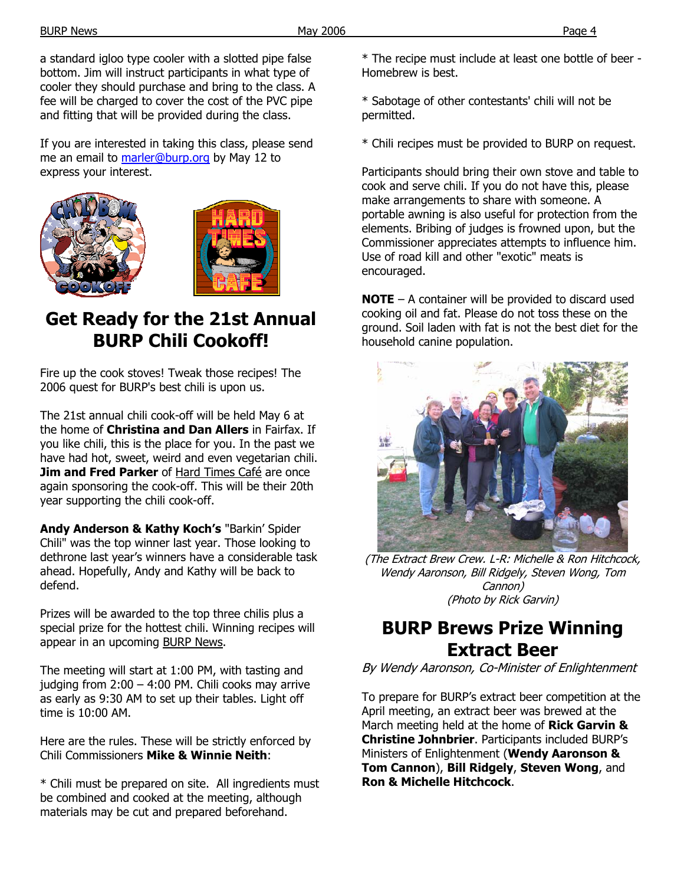a standard igloo type cooler with a slotted pipe false bottom. Jim will instruct participants in what type of cooler they should purchase and bring to the class. A fee will be charged to cover the cost of the PVC pipe and fitting that will be provided during the class.

If you are interested in taking this class, please send me an email to marler@burp.org by May 12 to express your interest.

# Get Ready for the 21st Annual BURP Chili Cookoff!

Fire up the cook stoves! Tweak those recipes! The 2006 quest for BURP's best chili is upon us.

The 21st annual chili cook-off will be held May 6 at the home of **Christina and Dan Allers** in Fairfax. If you like chili, this is the place for you. In the past we have had hot, sweet, weird and even vegetarian chili. **Jim and Fred Parker** of Hard Times Café are once again sponsoring the cook-off. This will be their 20th year supporting the chili cook-off.

**Andy Anderson & Kathy Koch's** "Barkin' Spider Chili" was the top winner last year. Those looking to dethrone last year's winners have a considerable task ahead. Hopefully, Andy and Kathy will be back to defend.

Prizes will be awarded to the top three chilis plus a special prize for the hottest chili. Winning recipes will appear in an upcoming BURP News.

The meeting will start at 1:00 PM, with tasting and judging from 2:00 – 4:00 PM. Chili cooks may arrive as early as 9:30 AM to set up their tables. Light off time is 10:00 AM.

Here are the rules. These will be strictly enforced by Chili Commissioners **Mike & Winnie Neith**:

* Chili must be prepared on site. All ingredients must be combined and cooked at the meeting, although materials may be cut and prepared beforehand.

* The recipe must include at least one bottle of beer - Homebrew is best.

* Sabotage of other contestants' chili will not be permitted.

* Chili recipes must be provided to BURP on request.

Participants should bring their own stove and table to cook and serve chili. If you do not have this, please make arrangements to share with someone. A portable awning is also useful for protection from the elements. Bribing of judges is frowned upon, but the Commissioner appreciates attempts to influence him. Use of road kill and other "exotic" meats is encouraged.

**NOTE** – A container will be provided to discard used cooking oil and fat. Please do not toss these on the ground. Soil laden with fat is not the best diet for the household canine population.

*(The Extract Brew Crew. L-R: Michelle & Ron Hitchcock, Wendy Aaronson, Bill Ridgely, Steven Wong, Tom Cannon)*
*(Photo by Rick Garvin)*

# BURP Brews Prize Winning Extract Beer

*By Wendy Aaronson, Co-Minister of Enlightenment*

To prepare for BURP's extract beer competition at the April meeting, an extract beer was brewed at the March meeting held at the home of **Rick Garvin & Christine Johnbrier**. Participants included BURP's Ministers of Enlightenment (**Wendy Aaronson & Tom Cannon**), **Bill Ridgely**, **Steven Wong**, and **Ron & Michelle Hitchcock**.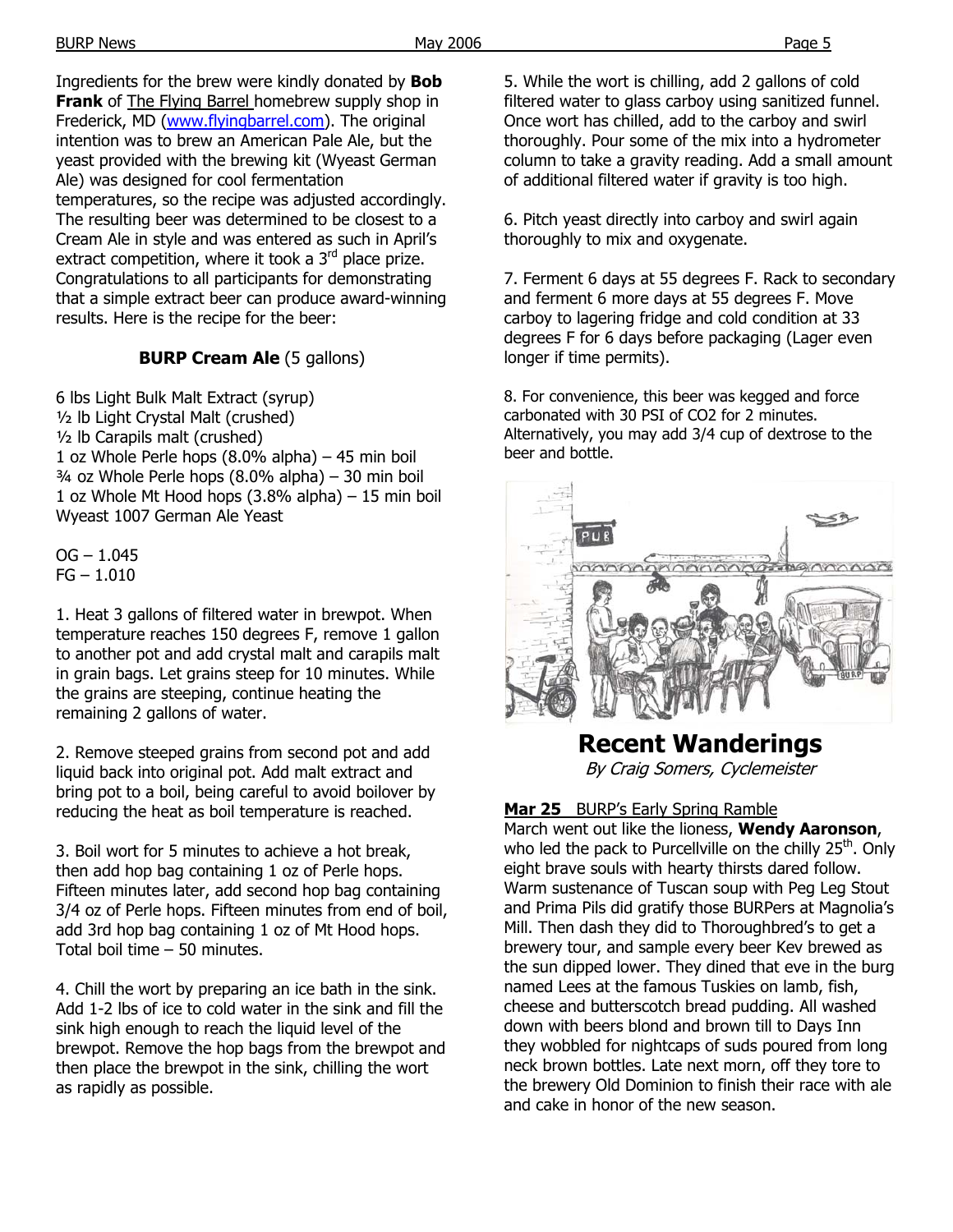Ingredients for the brew were kindly donated by **Bob Frank** of The Flying Barrel homebrew supply shop in Frederick, MD (www.flyingbarrel.com). The original intention was to brew an American Pale Ale, but the yeast provided with the brewing kit (Wyeast German Ale) was designed for cool fermentation temperatures, so the recipe was adjusted accordingly. The resulting beer was determined to be closest to a Cream Ale in style and was entered as such in April's extract competition, where it took a 3rd place prize. Congratulations to all participants for demonstrating that a simple extract beer can produce award-winning results. Here is the recipe for the beer:

**BURP Cream Ale** (5 gallons)

6 lbs Light Bulk Malt Extract (syrup)
½ lb Light Crystal Malt (crushed)
½ lb Carapils malt (crushed)
1 oz Whole Perle hops (8.0% alpha) – 45 min boil
¾ oz Whole Perle hops (8.0% alpha) – 30 min boil
1 oz Whole Mt Hood hops (3.8% alpha) – 15 min boil
Wyeast 1007 German Ale Yeast

OG – 1.045
FG – 1.010

1. Heat 3 gallons of filtered water in brewpot. When temperature reaches 150 degrees F, remove 1 gallon to another pot and add crystal malt and carapils malt in grain bags. Let grains steep for 10 minutes. While the grains are steeping, continue heating the remaining 2 gallons of water.

2. Remove steeped grains from second pot and add liquid back into original pot. Add malt extract and bring pot to a boil, being careful to avoid boilover by reducing the heat as boil temperature is reached.

3. Boil wort for 5 minutes to achieve a hot break, then add hop bag containing 1 oz of Perle hops. Fifteen minutes later, add second hop bag containing 3/4 oz of Perle hops. Fifteen minutes from end of boil, add 3rd hop bag containing 1 oz of Mt Hood hops. Total boil time – 50 minutes.

4. Chill the wort by preparing an ice bath in the sink. Add 1-2 lbs of ice to cold water in the sink and fill the sink high enough to reach the liquid level of the brewpot. Remove the hop bags from the brewpot and then place the brewpot in the sink, chilling the wort as rapidly as possible.

5. While the wort is chilling, add 2 gallons of cold filtered water to glass carboy using sanitized funnel. Once wort has chilled, add to the carboy and swirl thoroughly. Pour some of the mix into a hydrometer column to take a gravity reading. Add a small amount of additional filtered water if gravity is too high.

6. Pitch yeast directly into carboy and swirl again thoroughly to mix and oxygenate.

7. Ferment 6 days at 55 degrees F. Rack to secondary and ferment 6 more days at 55 degrees F. Move carboy to lagering fridge and cold condition at 33 degrees F for 6 days before packaging (Lager even longer if time permits).

8. For convenience, this beer was kegged and force carbonated with 30 PSI of $CO_2$ for 2 minutes. Alternatively, you may add 3/4 cup of dextrose to the beer and bottle.

## Recent Wanderings

*By Craig Somers, Cyclemeister*

**Mar 25** BURP's Early Spring Ramble

March went out like the lioness, **Wendy Aaronson**, who led the pack to Purcellville on the chilly 25th. Only eight brave souls with hearty thirsts dared follow. Warm sustenance of Tuscan soup with Peg Leg Stout and Prima Pils did gratify those BURPers at Magnolia's Mill. Then dash they did to Thoroughbred's to get a brewery tour, and sample every beer Kev brewed as the sun dipped lower. They dined that eve in the burg named Lees at the famous Tuskies on lamb, fish, cheese and butterscotch bread pudding. All washed down with beers blond and brown till to Days Inn they wobbled for nightcaps of suds poured from long neck brown bottles. Late next morn, off they tore to the brewery Old Dominion to finish their race with ale and cake in honor of the new season.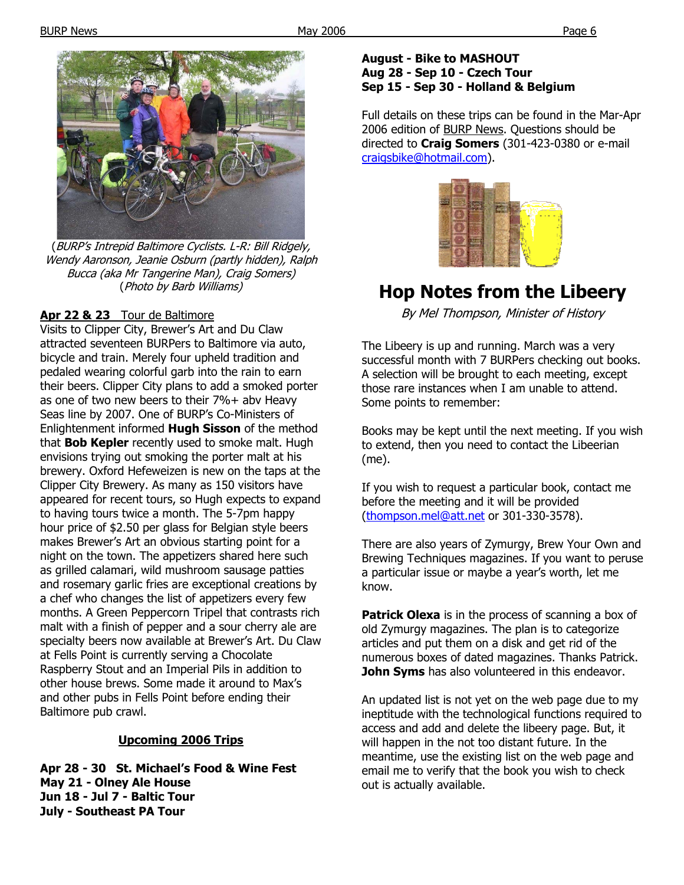(*BURP's Intrepid Baltimore Cyclists. L-R: Bill Ridgely, Wendy Aaronson, Jeanie Osburn (partly hidden), Ralph Bucca (aka Mr Tangerine Man), Craig Somers*)
(*Photo by Barb Williams*)

**Apr 22 & 23** Tour de Baltimore

Visits to Clipper City, Brewer's Art and Du Claw attracted seventeen BURPers to Baltimore via auto, bicycle and train. Merely four upheld tradition and pedaled wearing colorful garb into the rain to earn their beers. Clipper City plans to add a smoked porter as one of two new beers to their 7%+ abv Heavy Seas line by 2007. One of BURP's Co-Ministers of Enlightenment informed **Hugh Sisson** of the method that **Bob Kepler** recently used to smoke malt. Hugh envisions trying out smoking the porter malt at his brewery. Oxford Hefeweizen is new on the taps at the Clipper City Brewery. As many as 150 visitors have appeared for recent tours, so Hugh expects to expand to having tours twice a month. The 5-7pm happy hour price of $2.50 per glass for Belgian style beers makes Brewer's Art an obvious starting point for a night on the town. The appetizers shared here such as grilled calamari, wild mushroom sausage patties and rosemary garlic fries are exceptional creations by a chef who changes the list of appetizers every few months. A Green Peppercorn Tripel that contrasts rich malt with a finish of pepper and a sour cherry ale are specialty beers now available at Brewer's Art. Du Claw at Fells Point is currently serving a Chocolate Raspberry Stout and an Imperial Pils in addition to other house brews. Some made it around to Max's and other pubs in Fells Point before ending their Baltimore pub crawl.

**Upcoming 2006 Trips**

**Apr 28 - 30 St. Michael's Food & Wine Fest**
**May 21 - Olney Ale House**
**Jun 18 - Jul 7 - Baltic Tour**
**July - Southeast PA Tour**
**August - Bike to MASHOUT**
**Aug 28 - Sep 10 - Czech Tour**
**Sep 15 - Sep 30 - Holland & Belgium**

Full details on these trips can be found in the Mar-Apr 2006 edition of BURP News. Questions should be directed to **Craig Somers** (301-423-0380 or e-mail craigsbike@hotmail.com).

# Hop Notes from the Libeery

*By Mel Thompson, Minister of History*

The Libeery is up and running. March was a very successful month with 7 BURPers checking out books. A selection will be brought to each meeting, except those rare instances when I am unable to attend. Some points to remember:

Books may be kept until the next meeting. If you wish to extend, then you need to contact the Libeerian (me).

If you wish to request a particular book, contact me before the meeting and it will be provided (thompson.mel@att.net or 301-330-3578).

There are also years of Zymurgy, Brew Your Own and Brewing Techniques magazines. If you want to peruse a particular issue or maybe a year's worth, let me know.

**Patrick Olexa** is in the process of scanning a box of old Zymurgy magazines. The plan is to categorize articles and put them on a disk and get rid of the numerous boxes of dated magazines. Thanks Patrick. **John Syms** has also volunteered in this endeavor.

An updated list is not yet on the web page due to my ineptitude with the technological functions required to access and add and delete the libeery page. But, it will happen in the not too distant future. In the meantime, use the existing list on the web page and email me to verify that the book you wish to check out is actually available.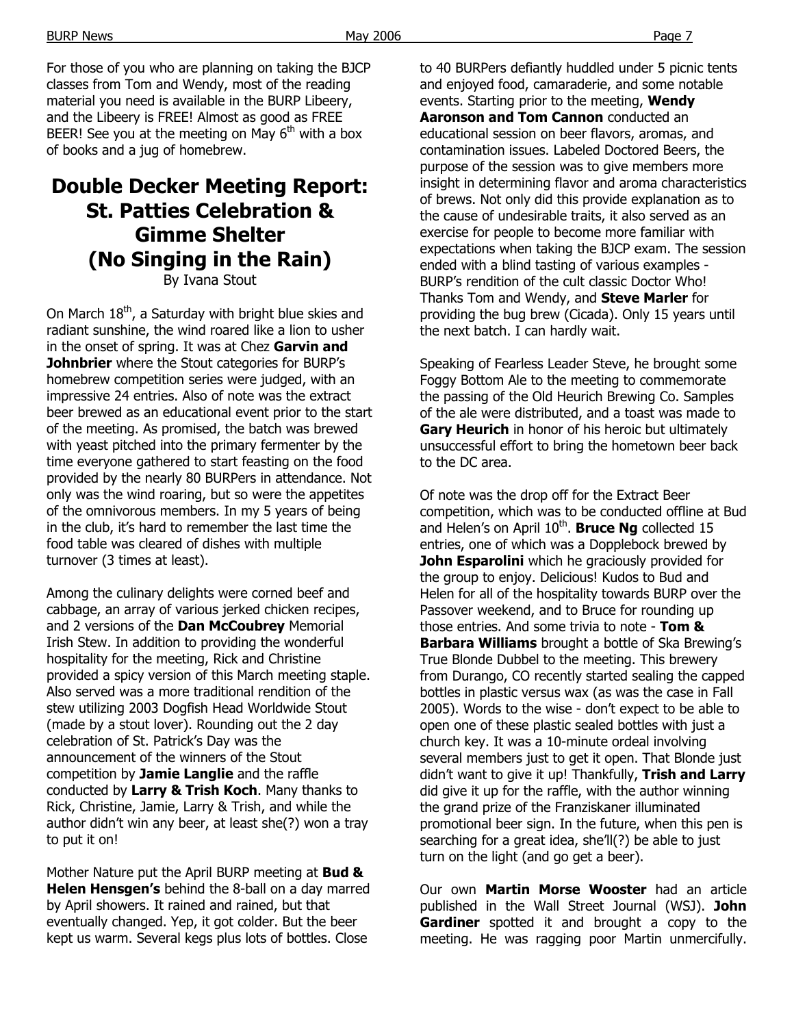For those of you who are planning on taking the BJCP classes from Tom and Wendy, most of the reading material you need is available in the BURP Libeery, and the Libeery is FREE! Almost as good as FREE BEER! See you at the meeting on May 6th with a box of books and a jug of homebrew.

# Double Decker Meeting Report: St. Patties Celebration & Gimme Shelter (No Singing in the Rain)

By Ivana Stout

On March 18th, a Saturday with bright blue skies and radiant sunshine, the wind roared like a lion to usher in the onset of spring. It was at Chez **Garvin and Johnbrier** where the Stout categories for BURP's homebrew competition series were judged, with an impressive 24 entries. Also of note was the extract beer brewed as an educational event prior to the start of the meeting. As promised, the batch was brewed with yeast pitched into the primary fermenter by the time everyone gathered to start feasting on the food provided by the nearly 80 BURPers in attendance. Not only was the wind roaring, but so were the appetites of the omnivorous members. In my 5 years of being in the club, it's hard to remember the last time the food table was cleared of dishes with multiple turnover (3 times at least).

Among the culinary delights were corned beef and cabbage, an array of various jerked chicken recipes, and 2 versions of the **Dan McCoubrey** Memorial Irish Stew. In addition to providing the wonderful hospitality for the meeting, Rick and Christine provided a spicy version of this March meeting staple. Also served was a more traditional rendition of the stew utilizing 2003 Dogfish Head Worldwide Stout (made by a stout lover). Rounding out the 2 day celebration of St. Patrick's Day was the announcement of the winners of the Stout competition by **Jamie Langlie** and the raffle conducted by **Larry & Trish Koch**. Many thanks to Rick, Christine, Jamie, Larry & Trish, and while the author didn't win any beer, at least she(?) won a tray to put it on!

Mother Nature put the April BURP meeting at **Bud & Helen Hensgen's** behind the 8-ball on a day marred by April showers. It rained and rained, but that eventually changed. Yep, it got colder. But the beer kept us warm. Several kegs plus lots of bottles. Close to 40 BURPers defiantly huddled under 5 picnic tents and enjoyed food, camaraderie, and some notable events. Starting prior to the meeting, **Wendy Aaronson and Tom Cannon** conducted an educational session on beer flavors, aromas, and contamination issues. Labeled Doctored Beers, the purpose of the session was to give members more insight in determining flavor and aroma characteristics of brews. Not only did this provide explanation as to the cause of undesirable traits, it also served as an exercise for people to become more familiar with expectations when taking the BJCP exam. The session ended with a blind tasting of various examples - BURP's rendition of the cult classic Doctor Who! Thanks Tom and Wendy, and **Steve Marler** for providing the bug brew (Cicada). Only 15 years until the next batch. I can hardly wait.

Speaking of Fearless Leader Steve, he brought some Foggy Bottom Ale to the meeting to commemorate the passing of the Old Heurich Brewing Co. Samples of the ale were distributed, and a toast was made to **Gary Heurich** in honor of his heroic but ultimately unsuccessful effort to bring the hometown beer back to the DC area.

Of note was the drop off for the Extract Beer competition, which was to be conducted offline at Bud and Helen's on April 10th. **Bruce Ng** collected 15 entries, one of which was a Dopplebock brewed by **John Esparolini** which he graciously provided for the group to enjoy. Delicious! Kudos to Bud and Helen for all of the hospitality towards BURP over the Passover weekend, and to Bruce for rounding up those entries. And some trivia to note - **Tom & Barbara Williams** brought a bottle of Ska Brewing's True Blonde Dubbel to the meeting. This brewery from Durango, CO recently started sealing the capped bottles in plastic versus wax (as was the case in Fall 2005). Words to the wise - don't expect to be able to open one of these plastic sealed bottles with just a church key. It was a 10-minute ordeal involving several members just to get it open. That Blonde just didn't want to give it up! Thankfully, **Trish and Larry** did give it up for the raffle, with the author winning the grand prize of the Franziskaner illuminated promotional beer sign. In the future, when this pen is searching for a great idea, she'll(?) be able to just turn on the light (and go get a beer).

Our own **Martin Morse Wooster** had an article published in the Wall Street Journal (WSJ). **John Gardiner** spotted it and brought a copy to the meeting. He was ragging poor Martin unmercifully.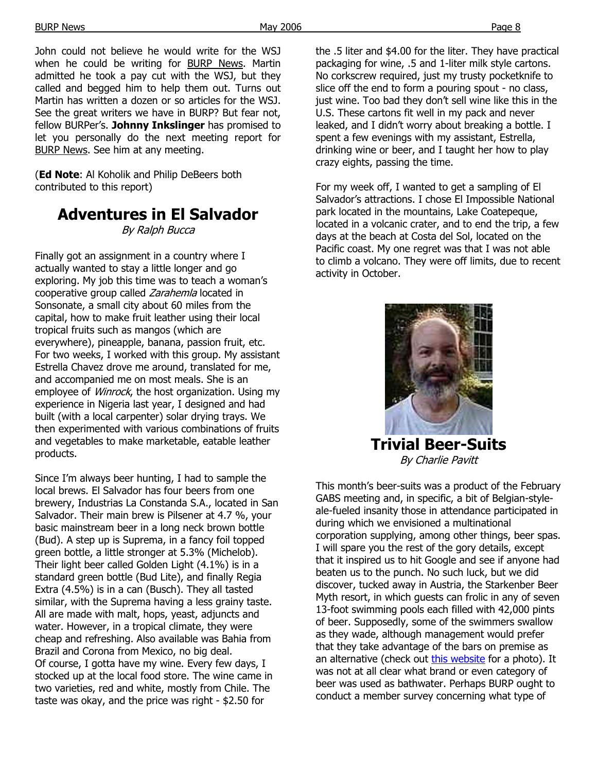John could not believe he would write for the WSJ when he could be writing for BURP News. Martin admitted he took a pay cut with the WSJ, but they called and begged him to help them out. Turns out Martin has written a dozen or so articles for the WSJ. See the great writers we have in BURP? But fear not, fellow BURPer's. **Johnny Inkslinger** has promised to let you personally do the next meeting report for BURP News. See him at any meeting.

(**Ed Note**: Al Koholik and Philip DeBeers both contributed to this report)

## Adventures in El Salvador

*By Ralph Bucca*

Finally got an assignment in a country where I actually wanted to stay a little longer and go exploring. My job this time was to teach a woman's cooperative group called *Zarahemla* located in Sonsonate, a small city about 60 miles from the capital, how to make fruit leather using their local tropical fruits such as mangos (which are everywhere), pineapple, banana, passion fruit, etc. For two weeks, I worked with this group. My assistant Estrella Chavez drove me around, translated for me, and accompanied me on most meals. She is an employee of *Winrock*, the host organization. Using my experience in Nigeria last year, I designed and had built (with a local carpenter) solar drying trays. We then experimented with various combinations of fruits and vegetables to make marketable, eatable leather products.

Since I'm always beer hunting, I had to sample the local brews. El Salvador has four beers from one brewery, Industrias La Constanda S.A., located in San Salvador. Their main brew is Pilsener at 4.7 %, your basic mainstream beer in a long neck brown bottle (Bud). A step up is Suprema, in a fancy foil topped green bottle, a little stronger at 5.3% (Michelob). Their light beer called Golden Light (4.1%) is in a standard green bottle (Bud Lite), and finally Regia Extra (4.5%) is in a can (Busch). They all tasted similar, with the Suprema having a less grainy taste. All are made with malt, hops, yeast, adjuncts and water. However, in a tropical climate, they were cheap and refreshing. Also available was Bahia from Brazil and Corona from Mexico, no big deal.
Of course, I gotta have my wine. Every few days, I stocked up at the local food store. The wine came in two varieties, red and white, mostly from Chile. The taste was okay, and the price was right - $2.50 for the .5 liter and $4.00 for the liter. They have practical packaging for wine, .5 and 1-liter milk style cartons. No corkscrew required, just my trusty pocketknife to slice off the end to form a pouring spout - no class, just wine. Too bad they don't sell wine like this in the U.S. These cartons fit well in my pack and never leaked, and I didn't worry about breaking a bottle. I spent a few evenings with my assistant, Estrella, drinking wine or beer, and I taught her how to play crazy eights, passing the time.

For my week off, I wanted to get a sampling of El Salvador's attractions. I chose El Impossible National park located in the mountains, Lake Coatepeque, located in a volcanic crater, and to end the trip, a few days at the beach at Costa del Sol, located on the Pacific coast. My one regret was that I was not able to climb a volcano. They were off limits, due to recent activity in October.

## Trivial Beer-Suits

*By Charlie Pavitt*

This month's beer-suits was a product of the February GABS meeting and, in specific, a bit of Belgian-style-ale-fueled insanity those in attendance participated in during which we envisioned a multinational corporation supplying, among other things, beer spas. I will spare you the rest of the gory details, except that it inspired us to hit Google and see if anyone had beaten us to the punch. No such luck, but we did discover, tucked away in Austria, the Starkenber Beer Myth resort, in which guests can frolic in any of seven 13-foot swimming pools each filled with 42,000 pints of beer. Supposedly, some of the swimmers swallow as they wade, although management would prefer that they take advantage of the bars on premise as an alternative (check out this website for a photo). It was not at all clear what brand or even category of beer was used as bathwater. Perhaps BURP ought to conduct a member survey concerning what type of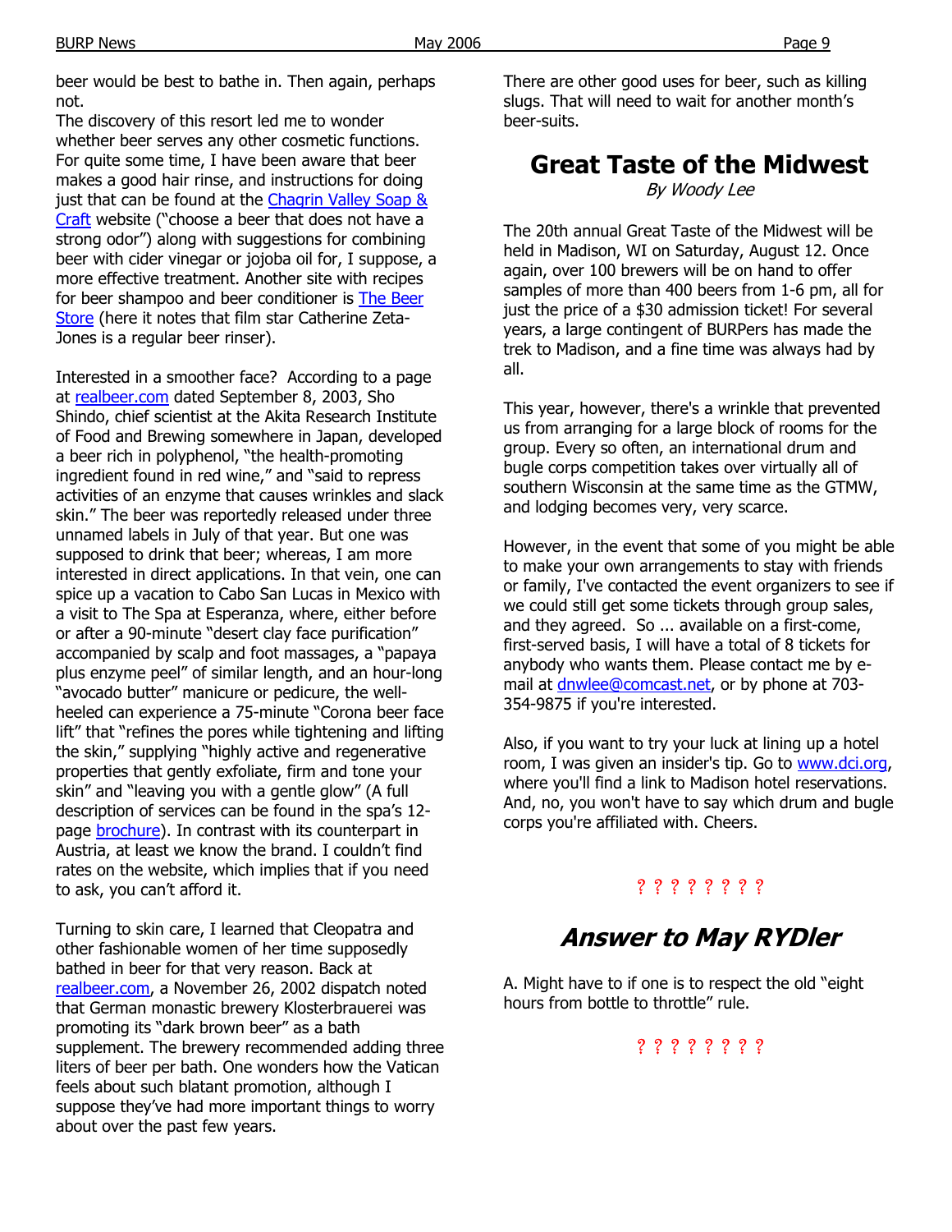beer would be best to bathe in. Then again, perhaps not.

The discovery of this resort led me to wonder whether beer serves any other cosmetic functions. For quite some time, I have been aware that beer makes a good hair rinse, and instructions for doing just that can be found at the Chagrin Valley Soap & Craft website ("choose a beer that does not have a strong odor") along with suggestions for combining beer with cider vinegar or jojoba oil for, I suppose, a more effective treatment. Another site with recipes for beer shampoo and beer conditioner is The Beer Store (here it notes that film star Catherine Zeta-Jones is a regular beer rinser).

Interested in a smoother face? According to a page at realbeer.com dated September 8, 2003, Sho Shindo, chief scientist at the Akita Research Institute of Food and Brewing somewhere in Japan, developed a beer rich in polyphenol, "the health-promoting ingredient found in red wine," and "said to repress activities of an enzyme that causes wrinkles and slack skin." The beer was reportedly released under three unnamed labels in July of that year. But one was supposed to drink that beer; whereas, I am more interested in direct applications. In that vein, one can spice up a vacation to Cabo San Lucas in Mexico with a visit to The Spa at Esperanza, where, either before or after a 90-minute "desert clay face purification" accompanied by scalp and foot massages, a "papaya plus enzyme peel" of similar length, and an hour-long "avocado butter" manicure or pedicure, the well-heeled can experience a 75-minute "Corona beer face lift" that "refines the pores while tightening and lifting the skin," supplying "highly active and regenerative properties that gently exfoliate, firm and tone your skin" and "leaving you with a gentle glow" (A full description of services can be found in the spa's 12-page brochure). In contrast with its counterpart in Austria, at least we know the brand. I couldn't find rates on the website, which implies that if you need to ask, you can't afford it.

Turning to skin care, I learned that Cleopatra and other fashionable women of her time supposedly bathed in beer for that very reason. Back at realbeer.com, a November 26, 2002 dispatch noted that German monastic brewery Klosterbrauerei was promoting its "dark brown beer" as a bath supplement. The brewery recommended adding three liters of beer per bath. One wonders how the Vatican feels about such blatant promotion, although I suppose they've had more important things to worry about over the past few years.

There are other good uses for beer, such as killing slugs. That will need to wait for another month's beer-suits.

## Great Taste of the Midwest

*By Woody Lee*

The 20th annual Great Taste of the Midwest will be held in Madison, WI on Saturday, August 12. Once again, over 100 brewers will be on hand to offer samples of more than 400 beers from 1-6 pm, all for just the price of a $30 admission ticket! For several years, a large contingent of BURPers has made the trek to Madison, and a fine time was always had by all.

This year, however, there's a wrinkle that prevented us from arranging for a large block of rooms for the group. Every so often, an international drum and bugle corps competition takes over virtually all of southern Wisconsin at the same time as the GTMW, and lodging becomes very, very scarce.

However, in the event that some of you might be able to make your own arrangements to stay with friends or family, I've contacted the event organizers to see if we could still get some tickets through group sales, and they agreed. So ... available on a first-come, first-served basis, I will have a total of 8 tickets for anybody who wants them. Please contact me by e-mail at dnwlee@comcast.net, or by phone at 703-354-9875 if you're interested.

Also, if you want to try your luck at lining up a hotel room, I was given an insider's tip. Go to www.dci.org, where you'll find a link to Madison hotel reservations. And, no, you won't have to say which drum and bugle corps you're affiliated with. Cheers.

? ? ? ? ? ? ? ?

## *Answer to May RYDler*

A. Might have to if one is to respect the old "eight hours from bottle to throttle" rule.

? ? ? ? ? ? ? ?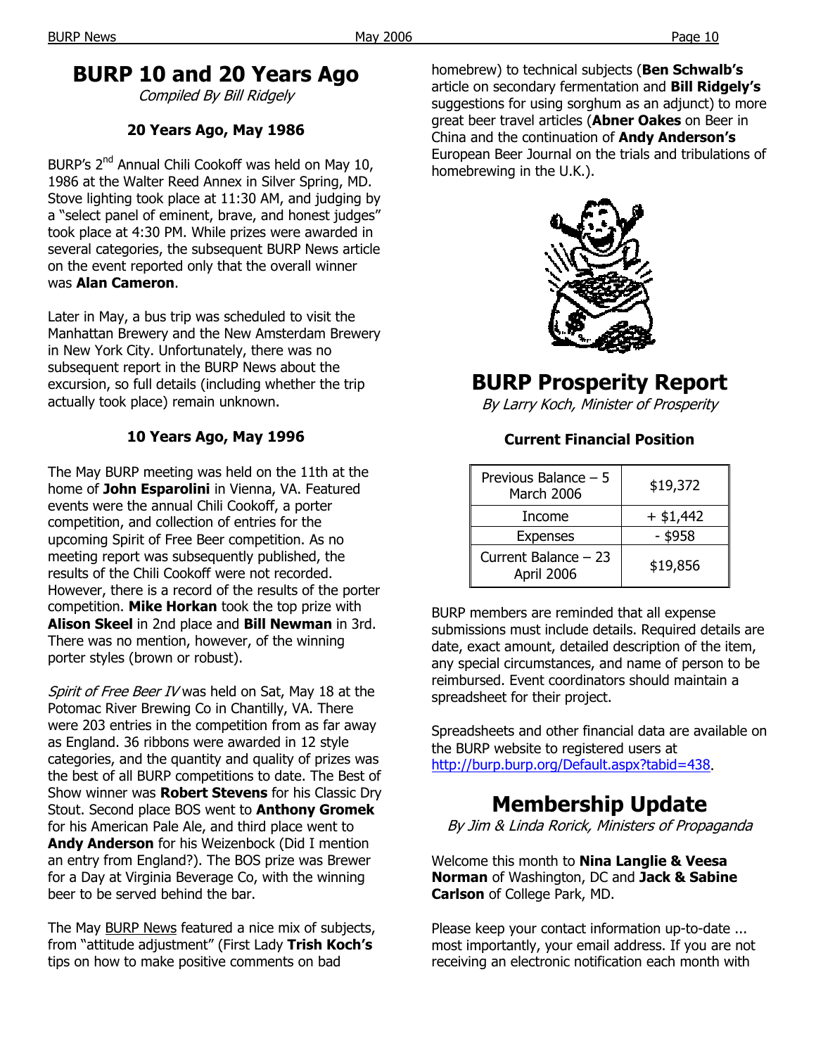# BURP 10 and 20 Years Ago

*Compiled By Bill Ridgely*

### 20 Years Ago, May 1986

BURP's 2nd Annual Chili Cookoff was held on May 10, 1986 at the Walter Reed Annex in Silver Spring, MD. Stove lighting took place at 11:30 AM, and judging by a "select panel of eminent, brave, and honest judges" took place at 4:30 PM. While prizes were awarded in several categories, the subsequent BURP News article on the event reported only that the overall winner was **Alan Cameron**.

Later in May, a bus trip was scheduled to visit the Manhattan Brewery and the New Amsterdam Brewery in New York City. Unfortunately, there was no subsequent report in the BURP News about the excursion, so full details (including whether the trip actually took place) remain unknown.

### 10 Years Ago, May 1996

The May BURP meeting was held on the 11th at the home of **John Esparolini** in Vienna, VA. Featured events were the annual Chili Cookoff, a porter competition, and collection of entries for the upcoming Spirit of Free Beer competition. As no meeting report was subsequently published, the results of the Chili Cookoff were not recorded. However, there is a record of the results of the porter competition. **Mike Horkan** took the top prize with **Alison Skeel** in 2nd place and **Bill Newman** in 3rd. There was no mention, however, of the winning porter styles (brown or robust).

*Spirit of Free Beer IV* was held on Sat, May 18 at the Potomac River Brewing Co in Chantilly, VA. There were 203 entries in the competition from as far away as England. 36 ribbons were awarded in 12 style categories, and the quantity and quality of prizes was the best of all BURP competitions to date. The Best of Show winner was **Robert Stevens** for his Classic Dry Stout. Second place BOS went to **Anthony Gromek** for his American Pale Ale, and third place went to **Andy Anderson** for his Weizenbock (Did I mention an entry from England?). The BOS prize was Brewer for a Day at Virginia Beverage Co, with the winning beer to be served behind the bar.

The May BURP News featured a nice mix of subjects, from "attitude adjustment" (First Lady **Trish Koch's** tips on how to make positive comments on bad homebrew) to technical subjects (**Ben Schwalb's** article on secondary fermentation and **Bill Ridgely's** suggestions for using sorghum as an adjunct) to more great beer travel articles (**Abner Oakes** on Beer in China and the continuation of **Andy Anderson's** European Beer Journal on the trials and tribulations of homebrewing in the U.K.).

# BURP Prosperity Report

*By Larry Koch, Minister of Prosperity*

### Current Financial Position

| | |
|---|---|
| Previous Balance – 5 March 2006 | $19,372 |
| Income | + $1,442 |
| Expenses | - $958 |
| Current Balance – 23 April 2006 | $19,856 |

BURP members are reminded that all expense submissions must include details. Required details are date, exact amount, detailed description of the item, any special circumstances, and name of person to be reimbursed. Event coordinators should maintain a spreadsheet for their project.

Spreadsheets and other financial data are available on the BURP website to registered users at http://burp.burp.org/Default.aspx?tabid=438.

# Membership Update

*By Jim & Linda Rorick, Ministers of Propaganda*

Welcome this month to **Nina Langlie & Veesa Norman** of Washington, DC and **Jack & Sabine Carlson** of College Park, MD.

Please keep your contact information up-to-date ... most importantly, your email address. If you are not receiving an electronic notification each month with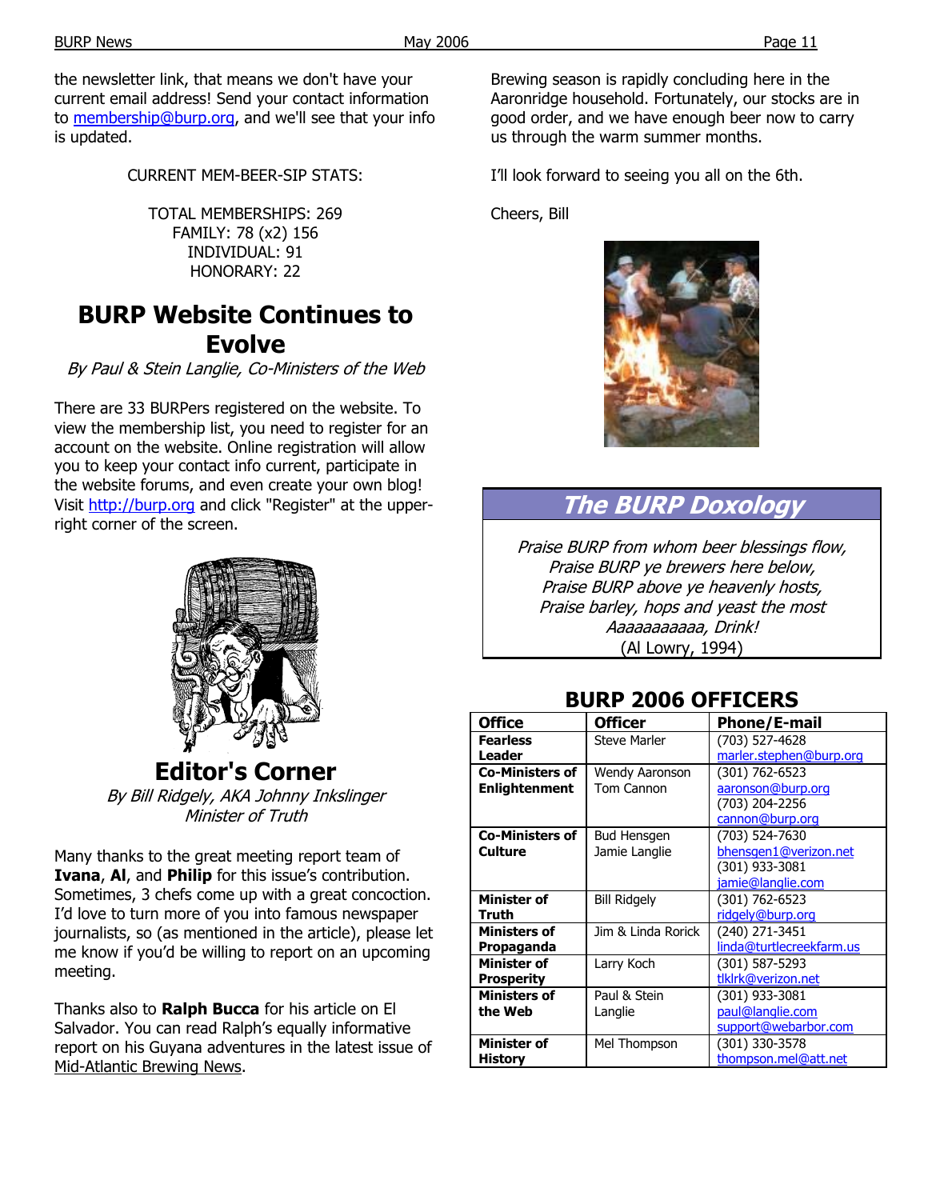the newsletter link, that means we don't have your current email address! Send your contact information to membership@burp.org, and we'll see that your info is updated.

CURRENT MEM-BEER-SIP STATS:

TOTAL MEMBERSHIPS: 269
FAMILY: 78 (x2) 156
INDIVIDUAL: 91
HONORARY: 22

## BURP Website Continues to Evolve

*By Paul & Stein Langlie, Co-Ministers of the Web*

There are 33 BURPers registered on the website. To view the membership list, you need to register for an account on the website. Online registration will allow you to keep your contact info current, participate in the website forums, and even create your own blog! Visit http://burp.org and click "Register" at the upper-right corner of the screen.

## Editor's Corner

*By Bill Ridgely, AKA Johnny Inkslinger*
*Minister of Truth*

Many thanks to the great meeting report team of **Ivana**, **Al**, and **Philip** for this issue's contribution. Sometimes, 3 chefs come up with a great concoction. I'd love to turn more of you into famous newspaper journalists, so (as mentioned in the article), please let me know if you'd be willing to report on an upcoming meeting.

Thanks also to **Ralph Bucca** for his article on El Salvador. You can read Ralph's equally informative report on his Guyana adventures in the latest issue of Mid-Atlantic Brewing News.

Brewing season is rapidly concluding here in the Aaronridge household. Fortunately, our stocks are in good order, and we have enough beer now to carry us through the warm summer months.

I'll look forward to seeing you all on the 6th.

Cheers, Bill

## The BURP Doxology

*Praise BURP from whom beer blessings flow,*
*Praise BURP ye brewers here below,*
*Praise BURP above ye heavenly hosts,*
*Praise barley, hops and yeast the most*
*Aaaaaaaaaaa, Drink!*
(Al Lowry, 1994)

## BURP 2006 OFFICERS

| Office | Officer | Phone/E-mail |
|---|---|---|
| **Fearless Leader** | Steve Marler | (703) 527-4628 marler.stephen@burp.org |
| **Co-Ministers of Enlightenment** | Wendy Aaronson<br>Tom Cannon | (301) 762-6523 aaronson@burp.org<br>(703) 204-2256 cannon@burp.org |
| **Co-Ministers of Culture** | Bud Hensgen<br>Jamie Langlie | (703) 524-7630 bhensgen1@verizon.net<br>(301) 933-3081 jamie@langlie.com |
| **Minister of Truth** | Bill Ridgely | (301) 762-6523 ridgely@burp.org |
| **Ministers of Propaganda** | Jim & Linda Rorick | (240) 271-3451 linda@turtlecreekfarm.us |
| **Minister of Prosperity** | Larry Koch | (301) 587-5293 tlklrk@verizon.net |
| **Ministers of the Web** | Paul & Stein Langlie | (301) 933-3081 paul@langlie.com support@webarbor.com |
| **Minister of History** | Mel Thompson | (301) 330-3578 thompson.mel@att.net |